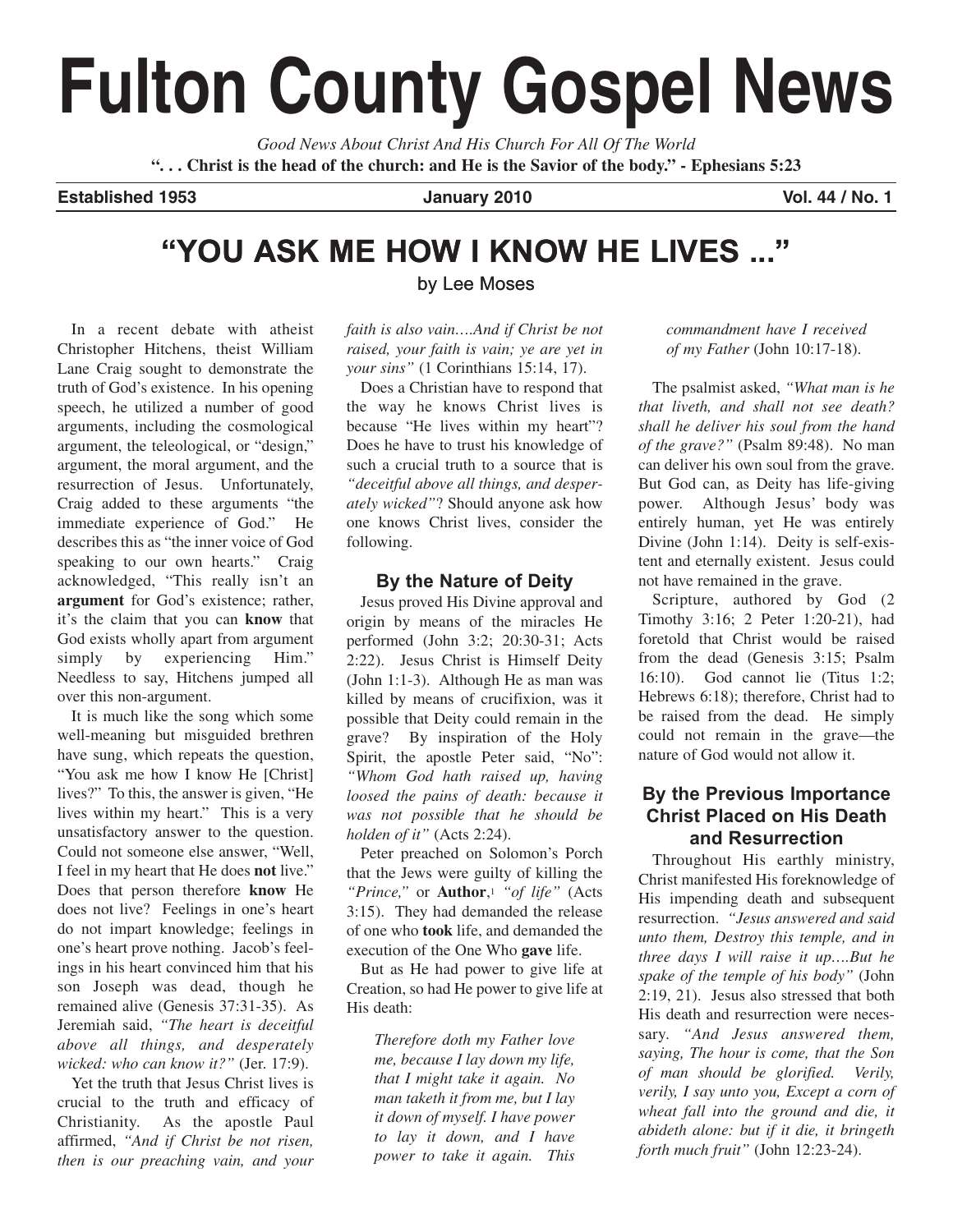# Fulton County Gospel News

*Good News About Christ And His Church For All Of The World*

**". . . Christ is the head of the church: and He is the Savior of the body." - Ephesians 5:23**

**Established 1953** **January 2010** **Vol. 44 / No. 1**

## "YOU ASK ME HOW I KNOW HE LIVES ..."

by Lee Moses

In a recent debate with atheist Christopher Hitchens, theist William Lane Craig sought to demonstrate the truth of God's existence. In his opening speech, he utilized a number of good arguments, including the cosmological argument, the teleological, or "design," argument, the moral argument, and the resurrection of Jesus. Unfortunately, Craig added to these arguments "the immediate experience of God." He describes this as "the inner voice of God speaking to our own hearts." Craig acknowledged, "This really isn't an **argument** for God's existence; rather, it's the claim that you can **know** that God exists wholly apart from argument simply by experiencing Him." Needless to say, Hitchens jumped all over this non-argument.

It is much like the song which some well-meaning but misguided brethren have sung, which repeats the question, "You ask me how I know He [Christ] lives?" To this, the answer is given, "He lives within my heart." This is a very unsatisfactory answer to the question. Could not someone else answer, "Well, I feel in my heart that He does **not** live." Does that person therefore **know** He does not live? Feelings in one's heart do not impart knowledge; feelings in one's heart prove nothing. Jacob's feelings in his heart convinced him that his son Joseph was dead, though he remained alive (Genesis 37:31-35). As Jeremiah said, *"The heart is deceitful above all things, and desperately wicked: who can know it?"* (Jer. 17:9).

Yet the truth that Jesus Christ lives is crucial to the truth and efficacy of Christianity. As the apostle Paul affirmed, *"And if Christ be not risen, then is our preaching vain, and your faith is also vain….And if Christ be not raised, your faith is vain; ye are yet in your sins"* (1 Corinthians 15:14, 17).

Does a Christian have to respond that the way he knows Christ lives is because "He lives within my heart"? Does he have to trust his knowledge of such a crucial truth to a source that is *"deceitful above all things, and desperately wicked"*? Should anyone ask how one knows Christ lives, consider the following.

### By the Nature of Deity

Jesus proved His Divine approval and origin by means of the miracles He performed (John 3:2; 20:30-31; Acts 2:22). Jesus Christ is Himself Deity (John 1:1-3). Although He as man was killed by means of crucifixion, was it possible that Deity could remain in the grave? By inspiration of the Holy Spirit, the apostle Peter said, "No": *"Whom God hath raised up, having loosed the pains of death: because it was not possible that he should be holden of it"* (Acts 2:24).

Peter preached on Solomon's Porch that the Jews were guilty of killing the *"Prince,"* or **Author**,[1] *"of life"* (Acts 3:15). They had demanded the release of one who **took** life, and demanded the execution of the One Who **gave** life.

But as He had power to give life at Creation, so had He power to give life at His death:

> *Therefore doth my Father love me, because I lay down my life, that I might take it again. No man taketh it from me, but I lay it down of myself. I have power to lay it down, and I have power to take it again. This commandment have I received of my Father* (John 10:17-18).

The psalmist asked, *"What man is he that liveth, and shall not see death? shall he deliver his soul from the hand of the grave?"* (Psalm 89:48). No man can deliver his own soul from the grave. But God can, as Deity has life-giving power. Although Jesus' body was entirely human, yet He was entirely Divine (John 1:14). Deity is self-existent and eternally existent. Jesus could not have remained in the grave.

Scripture, authored by God (2 Timothy 3:16; 2 Peter 1:20-21), had foretold that Christ would be raised from the dead (Genesis 3:15; Psalm 16:10). God cannot lie (Titus 1:2; Hebrews 6:18); therefore, Christ had to be raised from the dead. He simply could not remain in the grave—the nature of God would not allow it.

### By the Previous Importance Christ Placed on His Death and Resurrection

Throughout His earthly ministry, Christ manifested His foreknowledge of His impending death and subsequent resurrection. *"Jesus answered and said unto them, Destroy this temple, and in three days I will raise it up….But he spake of the temple of his body"* (John 2:19, 21). Jesus also stressed that both His death and resurrection were necessary. *"And Jesus answered them, saying, The hour is come, that the Son of man should be glorified. Verily, verily, I say unto you, Except a corn of wheat fall into the ground and die, it abideth alone: but if it die, it bringeth forth much fruit"* (John 12:23-24).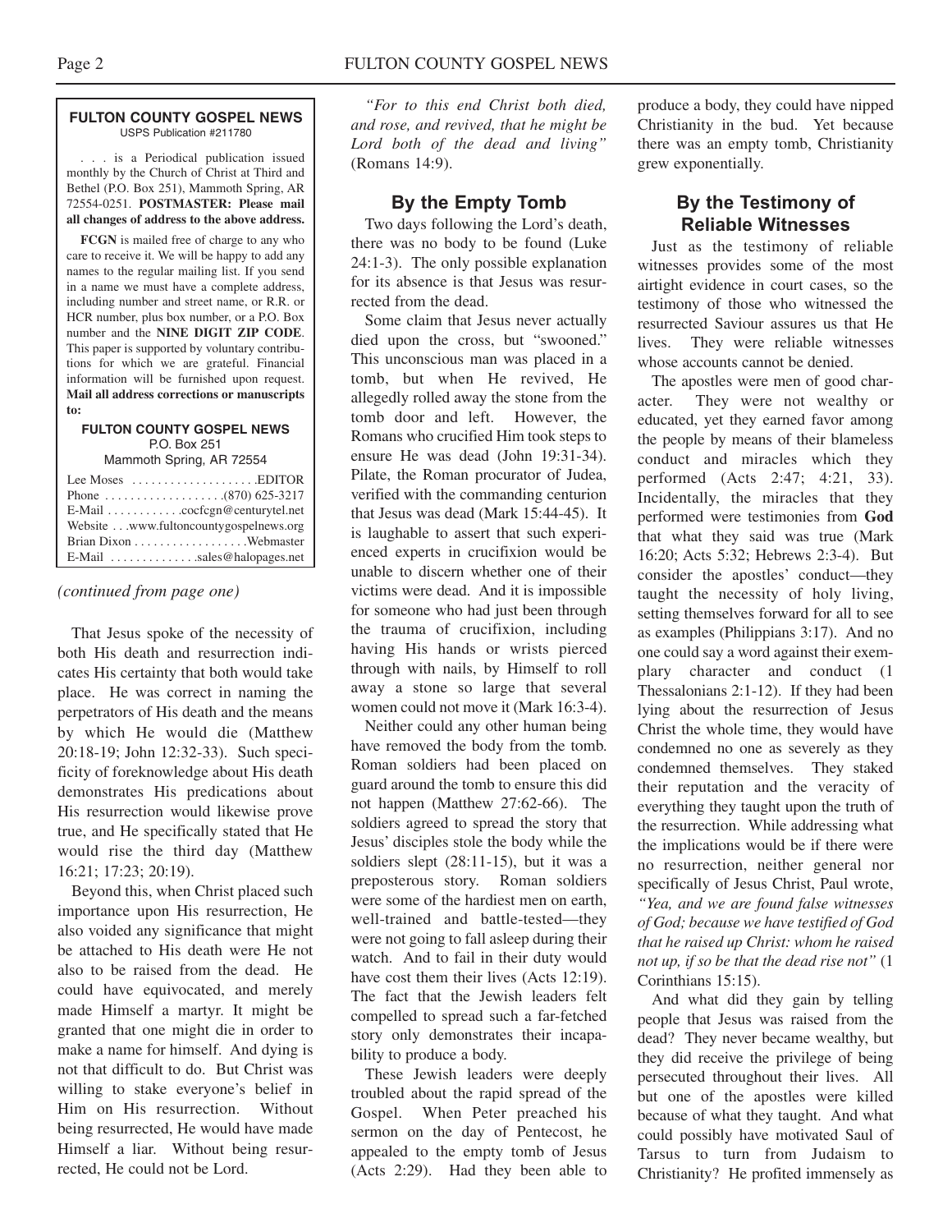**FULTON COUNTY GOSPEL NEWS**
USPS Publication #211780

. . . is a Periodical publication issued monthly by the Church of Christ at Third and Bethel (P.O. Box 251), Mammoth Spring, AR 72554-0251. **POSTMASTER: Please mail all changes of address to the above address.**

**FCGN** is mailed free of charge to any who care to receive it. We will be happy to add any names to the regular mailing list. If you send in a name we must have a complete address, including number and street name, or R.R. or HCR number, plus box number, or a P.O. Box number and the **NINE DIGIT ZIP CODE**. This paper is supported by voluntary contributions for which we are grateful. Financial information will be furnished upon request. **Mail all address corrections or manuscripts to:**

**FULTON COUNTY GOSPEL NEWS**
P.O. Box 251
Mammoth Spring, AR 72554

Lee Moses . . . . . . . . . . . . . . . . . . . .EDITOR
Phone . . . . . . . . . . . . . . . . . . .(870) 625-3217
E-Mail . . . . . . . . . . . .cocfcgn@centurytel.net
Website . . .www.fultoncountygospelnews.org
Brian Dixon . . . . . . . . . . . . . . . . . .Webmaster
E-Mail . . . . . . . . . . . . . .sales@halopages.net

*(continued from page one)*

That Jesus spoke of the necessity of both His death and resurrection indicates His certainty that both would take place. He was correct in naming the perpetrators of His death and the means by which He would die (Matthew 20:18-19; John 12:32-33). Such specificity of foreknowledge about His death demonstrates His predications about His resurrection would likewise prove true, and He specifically stated that He would rise the third day (Matthew 16:21; 17:23; 20:19).

Beyond this, when Christ placed such importance upon His resurrection, He also voided any significance that might be attached to His death were He not also to be raised from the dead. He could have equivocated, and merely made Himself a martyr. It might be granted that one might die in order to make a name for himself. And dying is not that difficult to do. But Christ was willing to stake everyone's belief in Him on His resurrection. Without being resurrected, He would have made Himself a liar. Without being resurrected, He could not be Lord.

*"For to this end Christ both died, and rose, and revived, that he might be Lord both of the dead and living"* (Romans 14:9).

## By the Empty Tomb

Two days following the Lord's death, there was no body to be found (Luke 24:1-3). The only possible explanation for its absence is that Jesus was resurrected from the dead.

Some claim that Jesus never actually died upon the cross, but "swooned." This unconscious man was placed in a tomb, but when He revived, He allegedly rolled away the stone from the tomb door and left. However, the Romans who crucified Him took steps to ensure He was dead (John 19:31-34). Pilate, the Roman procurator of Judea, verified with the commanding centurion that Jesus was dead (Mark 15:44-45). It is laughable to assert that such experienced experts in crucifixion would be unable to discern whether one of their victims were dead. And it is impossible for someone who had just been through the trauma of crucifixion, including having His hands or wrists pierced through with nails, by Himself to roll away a stone so large that several women could not move it (Mark 16:3-4).

Neither could any other human being have removed the body from the tomb. Roman soldiers had been placed on guard around the tomb to ensure this did not happen (Matthew 27:62-66). The soldiers agreed to spread the story that Jesus' disciples stole the body while the soldiers slept (28:11-15), but it was a preposterous story. Roman soldiers were some of the hardiest men on earth, well-trained and battle-tested—they were not going to fall asleep during their watch. And to fail in their duty would have cost them their lives (Acts 12:19). The fact that the Jewish leaders felt compelled to spread such a far-fetched story only demonstrates their incapability to produce a body.

These Jewish leaders were deeply troubled about the rapid spread of the Gospel. When Peter preached his sermon on the day of Pentecost, he appealed to the empty tomb of Jesus (Acts 2:29). Had they been able to produce a body, they could have nipped Christianity in the bud. Yet because there was an empty tomb, Christianity grew exponentially.

## By the Testimony of Reliable Witnesses

Just as the testimony of reliable witnesses provides some of the most airtight evidence in court cases, so the testimony of those who witnessed the resurrected Saviour assures us that He lives. They were reliable witnesses whose accounts cannot be denied.

The apostles were men of good character. They were not wealthy or educated, yet they earned favor among the people by means of their blameless conduct and miracles which they performed (Acts 2:47; 4:21, 33). Incidentally, the miracles that they performed were testimonies from **God** that what they said was true (Mark 16:20; Acts 5:32; Hebrews 2:3-4). But consider the apostles' conduct—they taught the necessity of holy living, setting themselves forward for all to see as examples (Philippians 3:17). And no one could say a word against their exemplary character and conduct (1 Thessalonians 2:1-12). If they had been lying about the resurrection of Jesus Christ the whole time, they would have condemned no one as severely as they condemned themselves. They staked their reputation and the veracity of everything they taught upon the truth of the resurrection. While addressing what the implications would be if there were no resurrection, neither general nor specifically of Jesus Christ, Paul wrote, *"Yea, and we are found false witnesses of God; because we have testified of God that he raised up Christ: whom he raised not up, if so be that the dead rise not"* (1 Corinthians 15:15).

And what did they gain by telling people that Jesus was raised from the dead? They never became wealthy, but they did receive the privilege of being persecuted throughout their lives. All but one of the apostles were killed because of what they taught. And what could possibly have motivated Saul of Tarsus to turn from Judaism to Christianity? He profited immensely as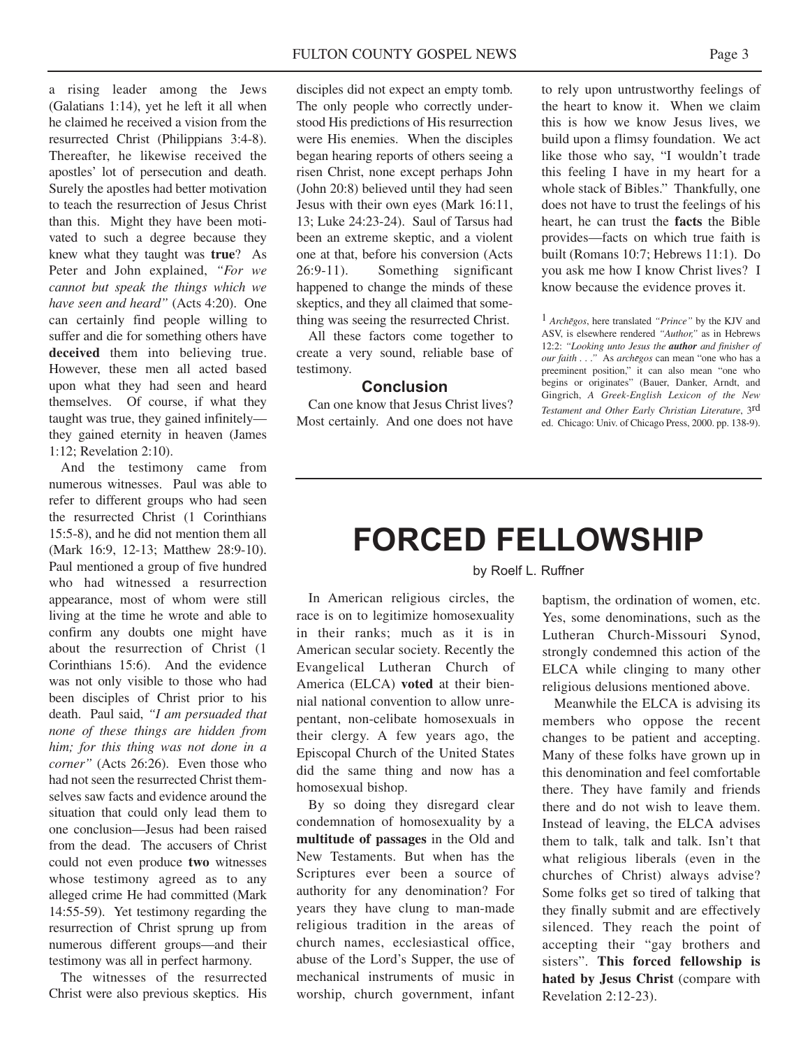a rising leader among the Jews (Galatians 1:14), yet he left it all when he claimed he received a vision from the resurrected Christ (Philippians 3:4-8). Thereafter, he likewise received the apostles' lot of persecution and death. Surely the apostles had better motivation to teach the resurrection of Jesus Christ than this. Might they have been motivated to such a degree because they knew what they taught was **true**? As Peter and John explained, *"For we cannot but speak the things which we have seen and heard"* (Acts 4:20). One can certainly find people willing to suffer and die for something others have **deceived** them into believing true. However, these men all acted based upon what they had seen and heard themselves. Of course, if what they taught was true, they gained infinitely—they gained eternity in heaven (James 1:12; Revelation 2:10).

And the testimony came from numerous witnesses. Paul was able to refer to different groups who had seen the resurrected Christ (1 Corinthians 15:5-8), and he did not mention them all (Mark 16:9, 12-13; Matthew 28:9-10). Paul mentioned a group of five hundred who had witnessed a resurrection appearance, most of whom were still living at the time he wrote and able to confirm any doubts one might have about the resurrection of Christ (1 Corinthians 15:6). And the evidence was not only visible to those who had been disciples of Christ prior to his death. Paul said, *"I am persuaded that none of these things are hidden from him; for this thing was not done in a corner"* (Acts 26:26). Even those who had not seen the resurrected Christ themselves saw facts and evidence around the situation that could only lead them to one conclusion—Jesus had been raised from the dead. The accusers of Christ could not even produce **two** witnesses whose testimony agreed as to any alleged crime He had committed (Mark 14:55-59). Yet testimony regarding the resurrection of Christ sprung up from numerous different groups—and their testimony was all in perfect harmony.

The witnesses of the resurrected Christ were also previous skeptics. His disciples did not expect an empty tomb. The only people who correctly understood His predictions of His resurrection were His enemies. When the disciples began hearing reports of others seeing a risen Christ, none except perhaps John (John 20:8) believed until they had seen Jesus with their own eyes (Mark 16:11, 13; Luke 24:23-24). Saul of Tarsus had been an extreme skeptic, and a violent one at that, before his conversion (Acts 26:9-11). Something significant happened to change the minds of these skeptics, and they all claimed that something was seeing the resurrected Christ.

All these factors come together to create a very sound, reliable base of testimony.

### Conclusion

Can one know that Jesus Christ lives? Most certainly. And one does not have to rely upon untrustworthy feelings of the heart to know it. When we claim this is how we know Jesus lives, we build upon a flimsy foundation. We act like those who say, "I wouldn't trade this feeling I have in my heart for a whole stack of Bibles." Thankfully, one does not have to trust the feelings of his heart, he can trust the **facts** the Bible provides—facts on which true faith is built (Romans 10:7; Hebrews 11:1). Do you ask me how I know Christ lives? I know because the evidence proves it.

[1] *Archēgos*, here translated *"Prince"* by the KJV and ASV, is elsewhere rendered *"Author,"* as in Hebrews 12:2: *"Looking unto Jesus the **author** and finisher of our faith . . ."* As *archēgos* can mean "one who has a preeminent position," it can also mean "one who begins or originates" (Bauer, Danker, Arndt, and Gingrich, *A Greek-English Lexicon of the New Testament and Other Early Christian Literature*, 3rd ed. Chicago: Univ. of Chicago Press, 2000. pp. 138-9).

# FORCED FELLOWSHIP

by Roelf L. Ruffner

In American religious circles, the race is on to legitimize homosexuality in their ranks; much as it is in American secular society. Recently the Evangelical Lutheran Church of America (ELCA) **voted** at their biennial national convention to allow unrepentant, non-celibate homosexuals in their clergy. A few years ago, the Episcopal Church of the United States did the same thing and now has a homosexual bishop.

By so doing they disregard clear condemnation of homosexuality by a **multitude of passages** in the Old and New Testaments. But when has the Scriptures ever been a source of authority for any denomination? For years they have clung to man-made religious tradition in the areas of church names, ecclesiastical office, abuse of the Lord's Supper, the use of mechanical instruments of music in worship, church government, infant baptism, the ordination of women, etc. Yes, some denominations, such as the Lutheran Church-Missouri Synod, strongly condemned this action of the ELCA while clinging to many other religious delusions mentioned above.

Meanwhile the ELCA is advising its members who oppose the recent changes to be patient and accepting. Many of these folks have grown up in this denomination and feel comfortable there. They have family and friends there and do not wish to leave them. Instead of leaving, the ELCA advises them to talk, talk and talk. Isn't that what religious liberals (even in the churches of Christ) always advise? Some folks get so tired of talking that they finally submit and are effectively silenced. They reach the point of accepting their "gay brothers and sisters". **This forced fellowship is hated by Jesus Christ** (compare with Revelation 2:12-23).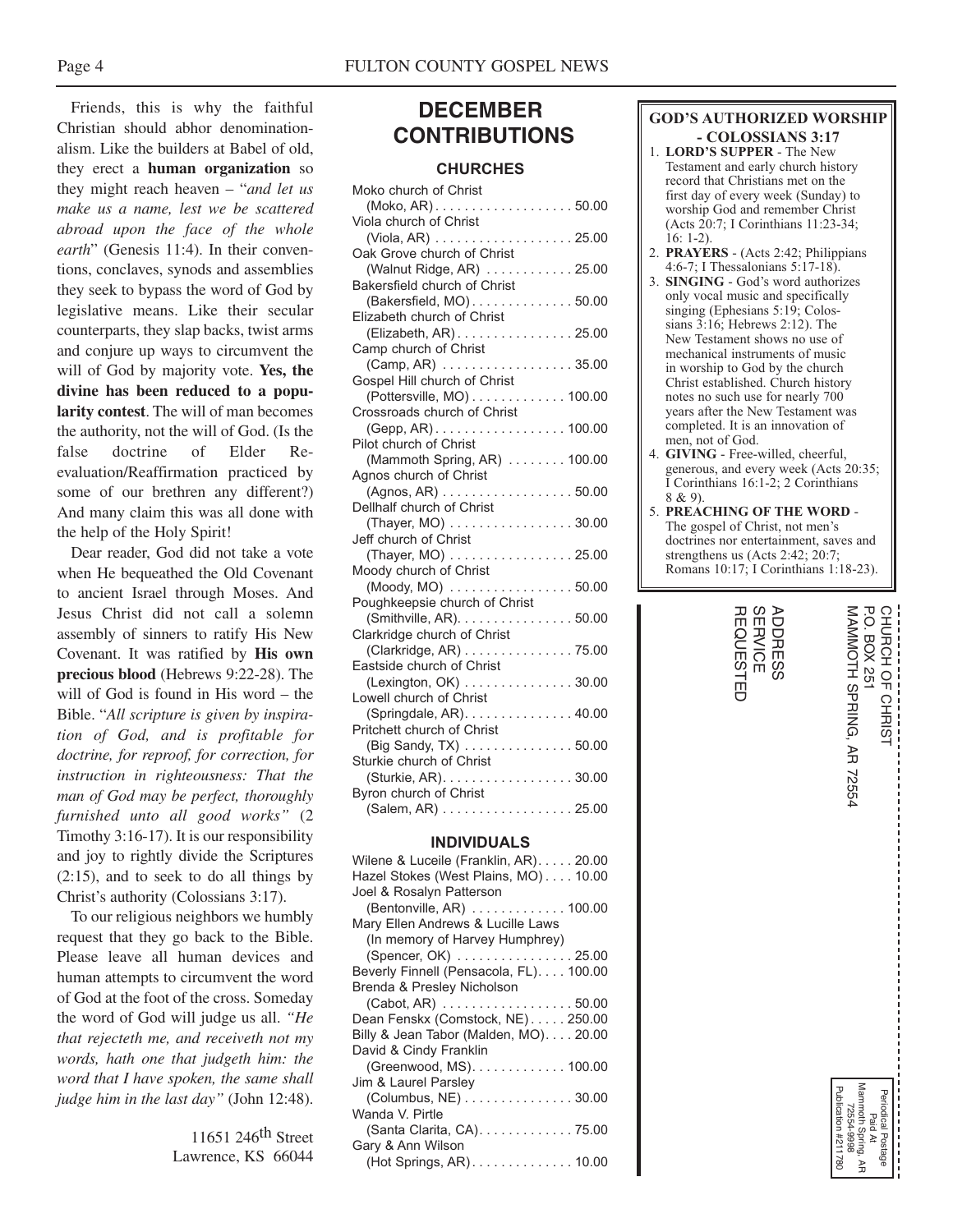Friends, this is why the faithful Christian should abhor denominationalism. Like the builders at Babel of old, they erect a **human organization** so they might reach heaven – "*and let us make us a name, lest we be scattered abroad upon the face of the whole earth*" (Genesis 11:4). In their conventions, conclaves, synods and assemblies they seek to bypass the word of God by legislative means. Like their secular counterparts, they slap backs, twist arms and conjure up ways to circumvent the will of God by majority vote. **Yes, the divine has been reduced to a popularity contest**. The will of man becomes the authority, not the will of God. (Is the false doctrine of Elder Re-evaluation/Reaffirmation practiced by some of our brethren any different?) And many claim this was all done with the help of the Holy Spirit!

Dear reader, God did not take a vote when He bequeathed the Old Covenant to ancient Israel through Moses. And Jesus Christ did not call a solemn assembly of sinners to ratify His New Covenant. It was ratified by **His own precious blood** (Hebrews 9:22-28). The will of God is found in His word – the Bible. "*All scripture is given by inspiration of God, and is profitable for doctrine, for reproof, for correction, for instruction in righteousness: That the man of God may be perfect, thoroughly furnished unto all good works"* (2 Timothy 3:16-17). It is our responsibility and joy to rightly divide the Scriptures (2:15), and to seek to do all things by Christ's authority (Colossians 3:17).

To our religious neighbors we humbly request that they go back to the Bible. Please leave all human devices and human attempts to circumvent the word of God at the foot of the cross. Someday the word of God will judge us all. *"He that rejecteth me, and receiveth not my words, hath one that judgeth him: the word that I have spoken, the same shall judge him in the last day"* (John 12:48).

11651 246th Street
Lawrence, KS 66044

# DECEMBER CONTRIBUTIONS

## CHURCHES

Moko church of Christ (Moko, AR) . . . . . 50.00
Viola church of Christ (Viola, AR) . . . . . 25.00
Oak Grove church of Christ (Walnut Ridge, AR) . . . . . 25.00
Bakersfield church of Christ (Bakersfield, MO) . . . . . 50.00
Elizabeth church of Christ (Elizabeth, AR) . . . . . 25.00
Camp church of Christ (Camp, AR) . . . . . 35.00
Gospel Hill church of Christ (Pottersville, MO) . . . . . 100.00
Crossroads church of Christ (Gepp, AR) . . . . . 100.00
Pilot church of Christ (Mammoth Spring, AR) . . . . . 100.00
Agnos church of Christ (Agnos, AR) . . . . . 50.00
Dellhalf church of Christ (Thayer, MO) . . . . . 30.00
Jeff church of Christ (Thayer, MO) . . . . . 25.00
Moody church of Christ (Moody, MO) . . . . . 50.00
Poughkeepsie church of Christ (Smithville, AR) . . . . . 50.00
Clarkridge church of Christ (Clarkridge, AR) . . . . . 75.00
Eastside church of Christ (Lexington, OK) . . . . . 30.00
Lowell church of Christ (Springdale, AR) . . . . . 40.00
Pritchett church of Christ (Big Sandy, TX) . . . . . 50.00
Sturkie church of Christ (Sturkie, AR) . . . . . 30.00
Byron church of Christ (Salem, AR) . . . . . 25.00

## INDIVIDUALS

Wilene & Luceile (Franklin, AR) . . . . . 20.00
Hazel Stokes (West Plains, MO) . . . . . 10.00
Joel & Rosalyn Patterson (Bentonville, AR) . . . . . 100.00
Mary Ellen Andrews & Lucille Laws (In memory of Harvey Humphrey) (Spencer, OK) . . . . . 25.00
Beverly Finnell (Pensacola, FL) . . . . . 100.00
Brenda & Presley Nicholson (Cabot, AR) . . . . . 50.00
Dean Fenskx (Comstock, NE) . . . . . 250.00
Billy & Jean Tabor (Malden, MO) . . . . . 20.00
David & Cindy Franklin (Greenwood, MS) . . . . . 100.00
Jim & Laurel Parsley (Columbus, NE) . . . . . 30.00
Wanda V. Pirtle (Santa Clarita, CA) . . . . . 75.00
Gary & Ann Wilson (Hot Springs, AR) . . . . . 10.00

## GOD'S AUTHORIZED WORSHIP - COLOSSIANS 3:17

1. **LORD'S SUPPER** - The New Testament and early church history record that Christians met on the first day of every week (Sunday) to worship God and remember Christ (Acts 20:7; I Corinthians 11:23-34; 16: 1-2).
2. **PRAYERS** - (Acts 2:42; Philippians 4:6-7; I Thessalonians 5:17-18).
3. **SINGING** - God's word authorizes only vocal music and specifically singing (Ephesians 5:19; Colossians 3:16; Hebrews 2:12). The New Testament shows no use of mechanical instruments of music in worship to God by the church Christ established. Church history notes no such use for nearly 700 years after the New Testament was completed. It is an innovation of men, not of God.
4. **GIVING** - Free-willed, cheerful, generous, and every week (Acts 20:35; I Corinthians 16:1-2; 2 Corinthians 8 & 9).
5. **PREACHING OF THE WORD** - The gospel of Christ, not men's doctrines nor entertainment, saves and strengthens us (Acts 2:42; 20:7; Romans 10:17; I Corinthians 1:18-23).

CHURCH OF CHRIST
P.O. BOX 251
MAMMOTH SPRING, AR 72554

ADDRESS SERVICE REQUESTED

Periodical Postage Paid At Mammoth Spring, AR 72554-9998 Publication #211780